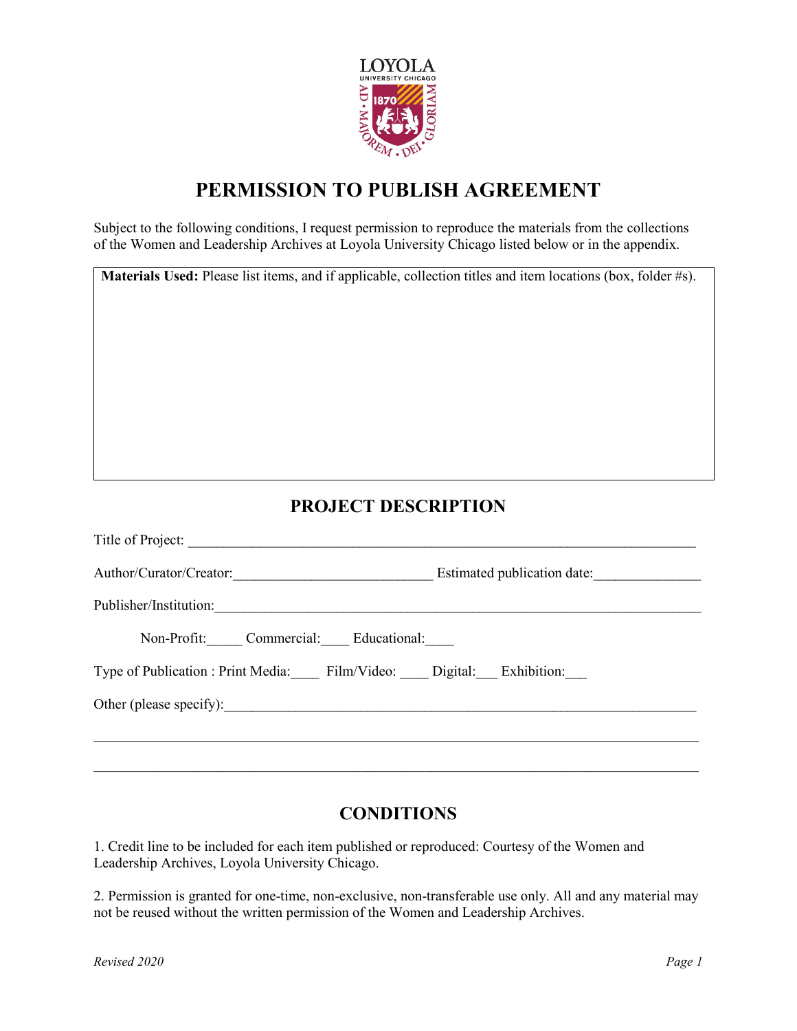# PERMISSION TO PUBLISH AGREEMENT

Subject to the following conditions, I request permission to reproduce the materials from the collections of the Women and Leadership Archives at Loyola University Chicago listed below or in the appendix.

| **Materials Used:** Please list items, and if applicable, collection titles and item locations (box, folder #s). |
|---|
| |

## PROJECT DESCRIPTION

Title of Project: ______________________________________________________________

Author/Curator/Creator:___________________________ Estimated publication date:_______________

Publisher/Institution:______________________________________________________________

Non-Profit:_____ Commercial:____ Educational:____

Type of Publication : Print Media:____ Film/Video: ____ Digital:___ Exhibition:___

Other (please specify):______________________________________________________________

________________________________________________________________________________

________________________________________________________________________________

## CONDITIONS

1. Credit line to be included for each item published or reproduced: Courtesy of the Women and Leadership Archives, Loyola University Chicago.

2. Permission is granted for one-time, non-exclusive, non-transferable use only. All and any material may not be reused without the written permission of the Women and Leadership Archives.

*Revised 2020*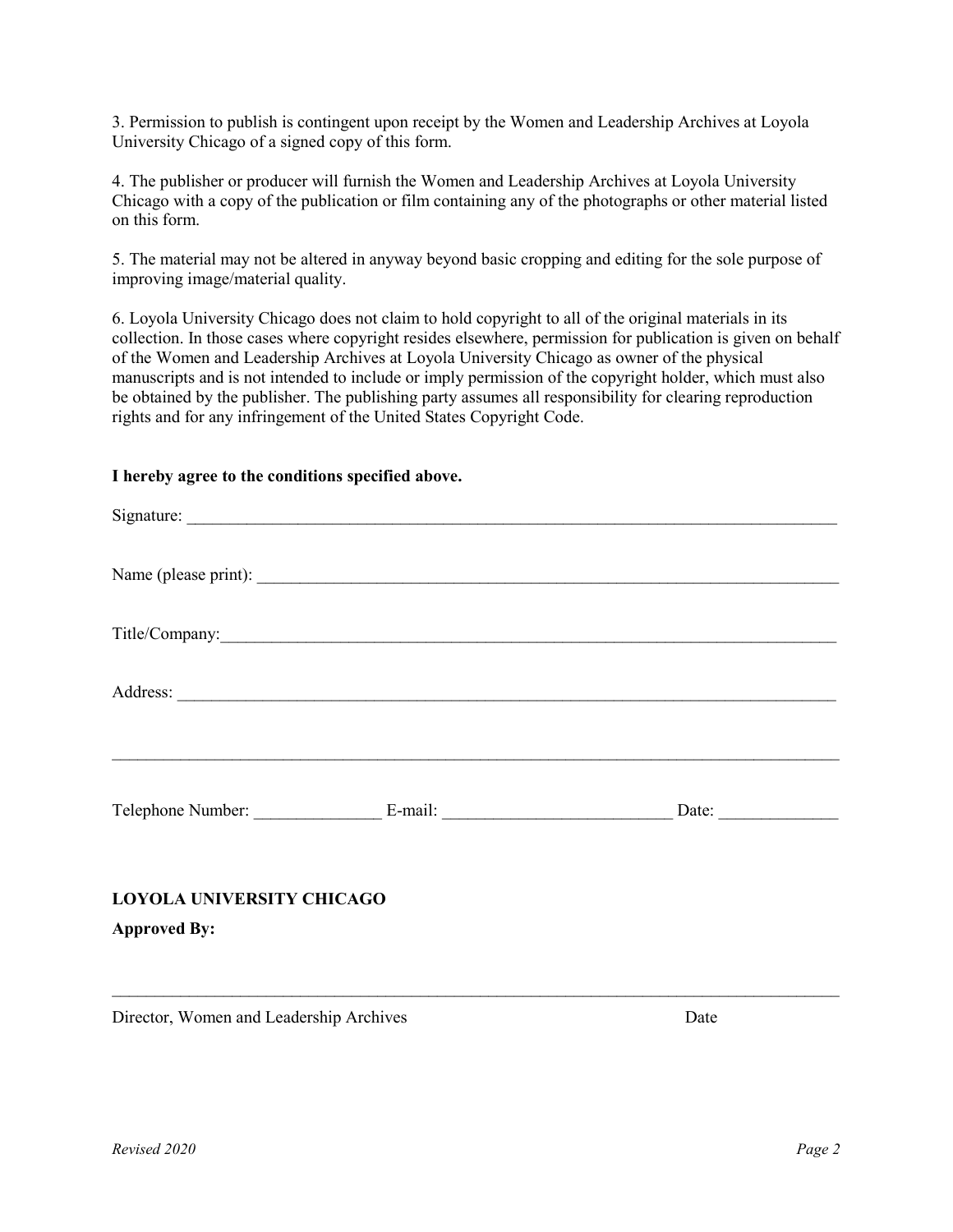3. Permission to publish is contingent upon receipt by the Women and Leadership Archives at Loyola University Chicago of a signed copy of this form.

4. The publisher or producer will furnish the Women and Leadership Archives at Loyola University Chicago with a copy of the publication or film containing any of the photographs or other material listed on this form.

5. The material may not be altered in anyway beyond basic cropping and editing for the sole purpose of improving image/material quality.

6. Loyola University Chicago does not claim to hold copyright to all of the original materials in its collection. In those cases where copyright resides elsewhere, permission for publication is given on behalf of the Women and Leadership Archives at Loyola University Chicago as owner of the physical manuscripts and is not intended to include or imply permission of the copyright holder, which must also be obtained by the publisher. The publishing party assumes all responsibility for clearing reproduction rights and for any infringement of the United States Copyright Code.

**I hereby agree to the conditions specified above.**

Signature: ______________________________________________________________________________

Name (please print): _______________________________________________________________________

Title/Company:____________________________________________________________________________

Address: ________________________________________________________________________________

_________________________________________________________________________________________

Telephone Number: _______________ E-mail: ___________________________ Date: ______________

**LOYOLA UNIVERSITY CHICAGO**

**Approved By:**

_________________________________________________________________________________________

Director, Women and Leadership Archives Date

*Revised 2020*